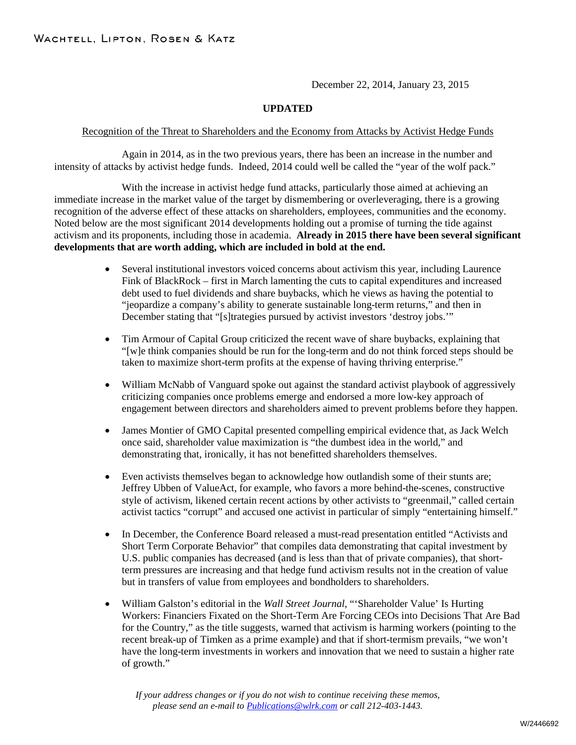WACHTELL, LIPTON, ROSEN & KATZ

December 22, 2014, January 23, 2015

**UPDATED**

Recognition of the Threat to Shareholders and the Economy from Attacks by Activist Hedge Funds

Again in 2014, as in the two previous years, there has been an increase in the number and intensity of attacks by activist hedge funds. Indeed, 2014 could well be called the "year of the wolf pack."

With the increase in activist hedge fund attacks, particularly those aimed at achieving an immediate increase in the market value of the target by dismembering or overleveraging, there is a growing recognition of the adverse effect of these attacks on shareholders, employees, communities and the economy. Noted below are the most significant 2014 developments holding out a promise of turning the tide against activism and its proponents, including those in academia. **Already in 2015 there have been several significant developments that are worth adding, which are included in bold at the end.**

- Several institutional investors voiced concerns about activism this year, including Laurence Fink of BlackRock – first in March lamenting the cuts to capital expenditures and increased debt used to fuel dividends and share buybacks, which he views as having the potential to "jeopardize a company's ability to generate sustainable long-term returns," and then in December stating that "[s]trategies pursued by activist investors 'destroy jobs.'"

- Tim Armour of Capital Group criticized the recent wave of share buybacks, explaining that "[w]e think companies should be run for the long-term and do not think forced steps should be taken to maximize short-term profits at the expense of having thriving enterprise."

- William McNabb of Vanguard spoke out against the standard activist playbook of aggressively criticizing companies once problems emerge and endorsed a more low-key approach of engagement between directors and shareholders aimed to prevent problems before they happen.

- James Montier of GMO Capital presented compelling empirical evidence that, as Jack Welch once said, shareholder value maximization is "the dumbest idea in the world," and demonstrating that, ironically, it has not benefitted shareholders themselves.

- Even activists themselves began to acknowledge how outlandish some of their stunts are; Jeffrey Ubben of ValueAct, for example, who favors a more behind-the-scenes, constructive style of activism, likened certain recent actions by other activists to "greenmail," called certain activist tactics "corrupt" and accused one activist in particular of simply "entertaining himself."

- In December, the Conference Board released a must-read presentation entitled "Activists and Short Term Corporate Behavior" that compiles data demonstrating that capital investment by U.S. public companies has decreased (and is less than that of private companies), that short-term pressures are increasing and that hedge fund activism results not in the creation of value but in transfers of value from employees and bondholders to shareholders.

- William Galston's editorial in the *Wall Street Journal*, "'Shareholder Value' Is Hurting Workers: Financiers Fixated on the Short-Term Are Forcing CEOs into Decisions That Are Bad for the Country," as the title suggests, warned that activism is harming workers (pointing to the recent break-up of Timken as a prime example) and that if short-termism prevails, "we won't have the long-term investments in workers and innovation that we need to sustain a higher rate of growth."

*If your address changes or if you do not wish to continue receiving these memos, please send an e-mail to Publications@wlrk.com or call 212-403-1443.*

W/2446692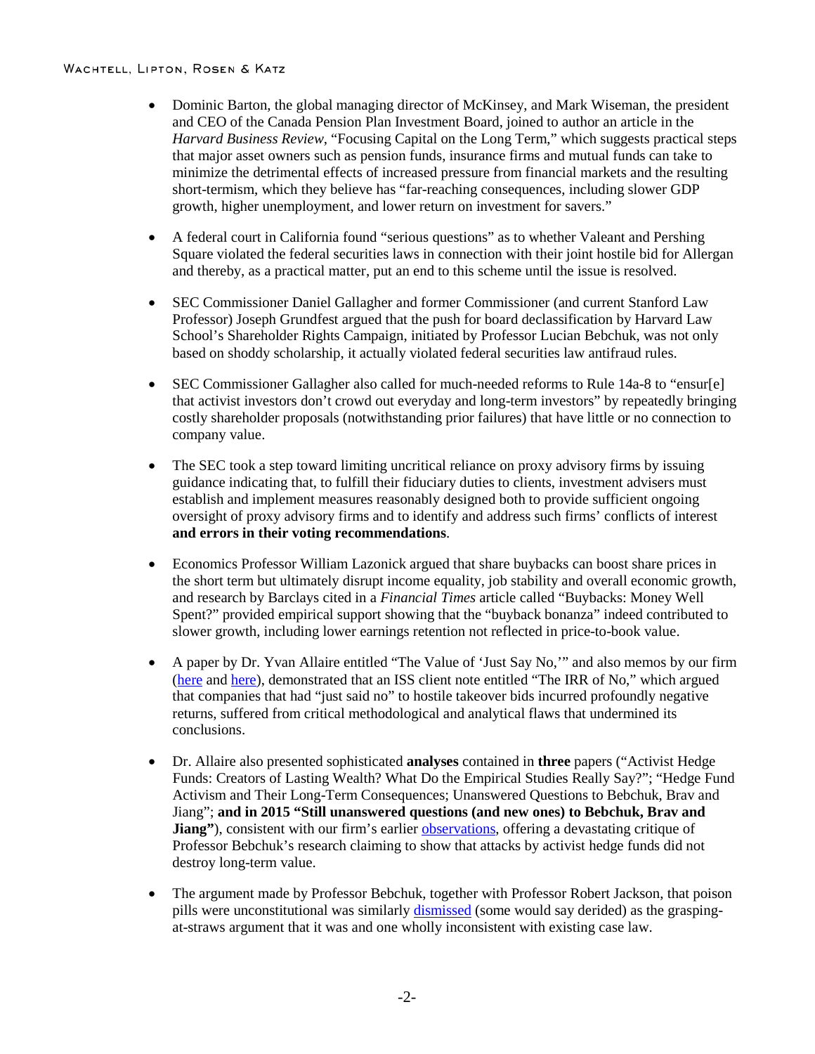- Dominic Barton, the global managing director of McKinsey, and Mark Wiseman, the president and CEO of the Canada Pension Plan Investment Board, joined to author an article in the *Harvard Business Review*, "Focusing Capital on the Long Term," which suggests practical steps that major asset owners such as pension funds, insurance firms and mutual funds can take to minimize the detrimental effects of increased pressure from financial markets and the resulting short-termism, which they believe has "far-reaching consequences, including slower GDP growth, higher unemployment, and lower return on investment for savers."

- A federal court in California found "serious questions" as to whether Valeant and Pershing Square violated the federal securities laws in connection with their joint hostile bid for Allergan and thereby, as a practical matter, put an end to this scheme until the issue is resolved.

- SEC Commissioner Daniel Gallagher and former Commissioner (and current Stanford Law Professor) Joseph Grundfest argued that the push for board declassification by Harvard Law School's Shareholder Rights Campaign, initiated by Professor Lucian Bebchuk, was not only based on shoddy scholarship, it actually violated federal securities law antifraud rules.

- SEC Commissioner Gallagher also called for much-needed reforms to Rule 14a-8 to "ensur[e] that activist investors don't crowd out everyday and long-term investors" by repeatedly bringing costly shareholder proposals (notwithstanding prior failures) that have little or no connection to company value.

- The SEC took a step toward limiting uncritical reliance on proxy advisory firms by issuing guidance indicating that, to fulfill their fiduciary duties to clients, investment advisers must establish and implement measures reasonably designed both to provide sufficient ongoing oversight of proxy advisory firms and to identify and address such firms' conflicts of interest **and errors in their voting recommendations**.

- Economics Professor William Lazonick argued that share buybacks can boost share prices in the short term but ultimately disrupt income equality, job stability and overall economic growth, and research by Barclays cited in a *Financial Times* article called "Buybacks: Money Well Spent?" provided empirical support showing that the "buyback bonanza" indeed contributed to slower growth, including lower earnings retention not reflected in price-to-book value.

- A paper by Dr. Yvan Allaire entitled "The Value of 'Just Say No,'" and also memos by our firm (here and here), demonstrated that an ISS client note entitled "The IRR of No," which argued that companies that had "just said no" to hostile takeover bids incurred profoundly negative returns, suffered from critical methodological and analytical flaws that undermined its conclusions.

- Dr. Allaire also presented sophisticated **analyses** contained in **three** papers ("Activist Hedge Funds: Creators of Lasting Wealth? What Do the Empirical Studies Really Say?"; "Hedge Fund Activism and Their Long-Term Consequences; Unanswered Questions to Bebchuk, Brav and Jiang"; **and in 2015 "Still unanswered questions (and new ones) to Bebchuk, Brav and Jiang"**), consistent with our firm's earlier observations, offering a devastating critique of Professor Bebchuk's research claiming to show that attacks by activist hedge funds did not destroy long-term value.

- The argument made by Professor Bebchuk, together with Professor Robert Jackson, that poison pills were unconstitutional was similarly dismissed (some would say derided) as the grasping-at-straws argument that it was and one wholly inconsistent with existing case law.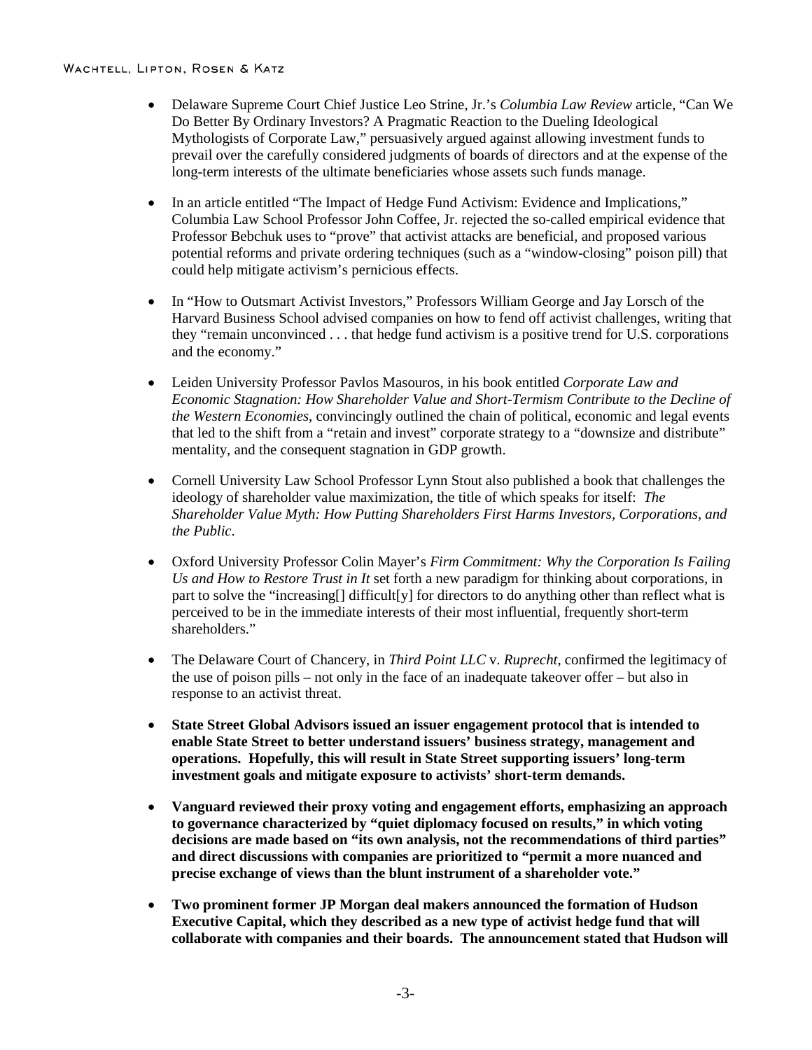- Delaware Supreme Court Chief Justice Leo Strine, Jr.'s *Columbia Law Review* article, "Can We Do Better By Ordinary Investors? A Pragmatic Reaction to the Dueling Ideological Mythologists of Corporate Law," persuasively argued against allowing investment funds to prevail over the carefully considered judgments of boards of directors and at the expense of the long-term interests of the ultimate beneficiaries whose assets such funds manage.

- In an article entitled "The Impact of Hedge Fund Activism: Evidence and Implications," Columbia Law School Professor John Coffee, Jr. rejected the so-called empirical evidence that Professor Bebchuk uses to "prove" that activist attacks are beneficial, and proposed various potential reforms and private ordering techniques (such as a "window-closing" poison pill) that could help mitigate activism's pernicious effects.

- In "How to Outsmart Activist Investors," Professors William George and Jay Lorsch of the Harvard Business School advised companies on how to fend off activist challenges, writing that they "remain unconvinced . . . that hedge fund activism is a positive trend for U.S. corporations and the economy."

- Leiden University Professor Pavlos Masouros, in his book entitled *Corporate Law and Economic Stagnation: How Shareholder Value and Short-Termism Contribute to the Decline of the Western Economies*, convincingly outlined the chain of political, economic and legal events that led to the shift from a "retain and invest" corporate strategy to a "downsize and distribute" mentality, and the consequent stagnation in GDP growth.

- Cornell University Law School Professor Lynn Stout also published a book that challenges the ideology of shareholder value maximization, the title of which speaks for itself: *The Shareholder Value Myth: How Putting Shareholders First Harms Investors, Corporations, and the Public*.

- Oxford University Professor Colin Mayer's *Firm Commitment: Why the Corporation Is Failing Us and How to Restore Trust in It* set forth a new paradigm for thinking about corporations, in part to solve the "increasing[] difficult[y] for directors to do anything other than reflect what is perceived to be in the immediate interests of their most influential, frequently short-term shareholders."

- The Delaware Court of Chancery, in *Third Point LLC* v. *Ruprecht*, confirmed the legitimacy of the use of poison pills – not only in the face of an inadequate takeover offer – but also in response to an activist threat.

- **State Street Global Advisors issued an issuer engagement protocol that is intended to enable State Street to better understand issuers' business strategy, management and operations. Hopefully, this will result in State Street supporting issuers' long-term investment goals and mitigate exposure to activists' short-term demands.**

- **Vanguard reviewed their proxy voting and engagement efforts, emphasizing an approach to governance characterized by "quiet diplomacy focused on results," in which voting decisions are made based on "its own analysis, not the recommendations of third parties" and direct discussions with companies are prioritized to "permit a more nuanced and precise exchange of views than the blunt instrument of a shareholder vote."**

- **Two prominent former JP Morgan deal makers announced the formation of Hudson Executive Capital, which they described as a new type of activist hedge fund that will collaborate with companies and their boards. The announcement stated that Hudson will**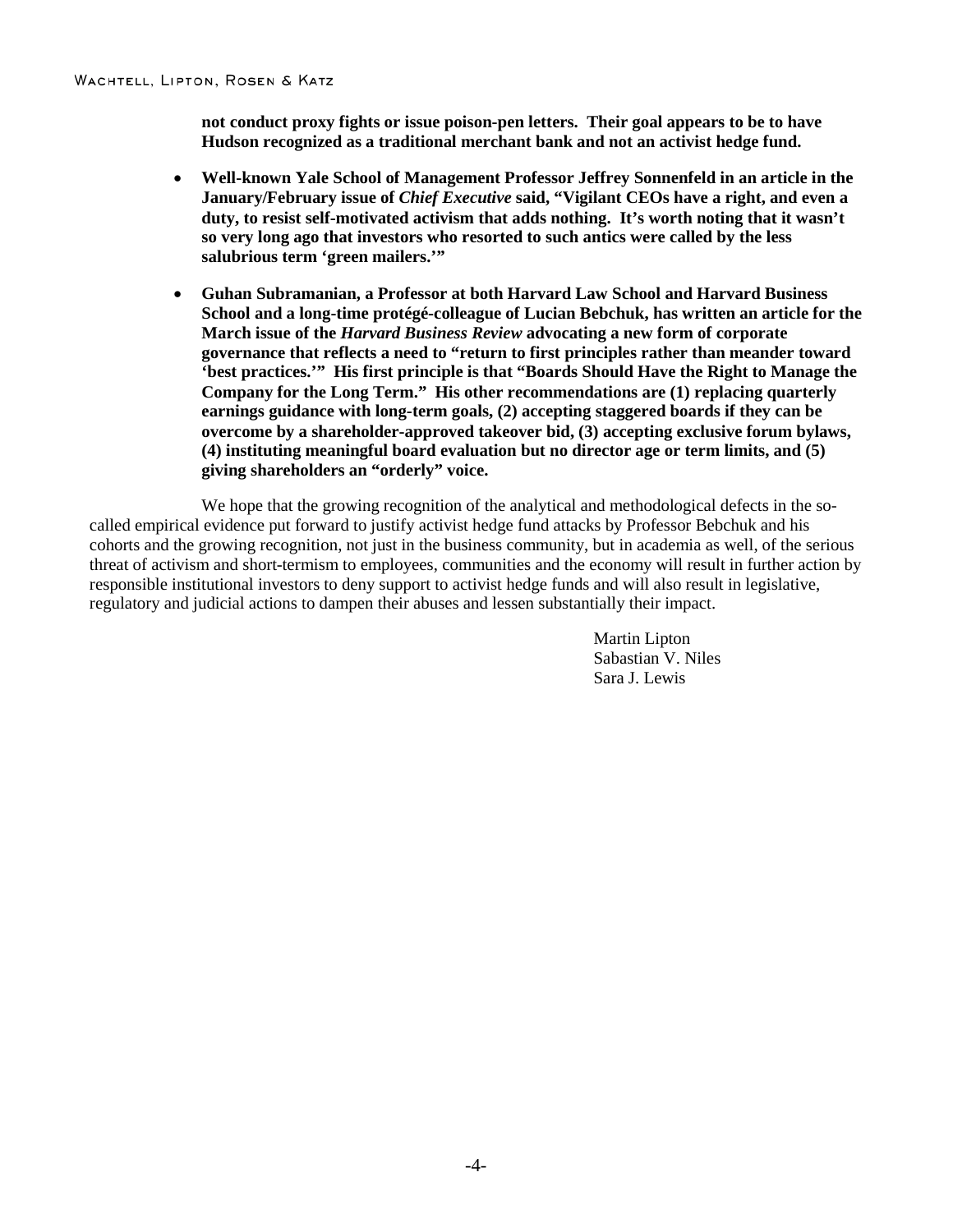**not conduct proxy fights or issue poison-pen letters. Their goal appears to be to have Hudson recognized as a traditional merchant bank and not an activist hedge fund.**

- **Well-known Yale School of Management Professor Jeffrey Sonnenfeld in an article in the January/February issue of *Chief Executive* said, "Vigilant CEOs have a right, and even a duty, to resist self-motivated activism that adds nothing. It's worth noting that it wasn't so very long ago that investors who resorted to such antics were called by the less salubrious term 'green mailers.'"**

- **Guhan Subramanian, a Professor at both Harvard Law School and Harvard Business School and a long-time protégé-colleague of Lucian Bebchuk, has written an article for the March issue of the *Harvard Business Review* advocating a new form of corporate governance that reflects a need to "return to first principles rather than meander toward 'best practices.'" His first principle is that "Boards Should Have the Right to Manage the Company for the Long Term." His other recommendations are (1) replacing quarterly earnings guidance with long-term goals, (2) accepting staggered boards if they can be overcome by a shareholder-approved takeover bid, (3) accepting exclusive forum bylaws, (4) instituting meaningful board evaluation but no director age or term limits, and (5) giving shareholders an "orderly" voice.**

We hope that the growing recognition of the analytical and methodological defects in the so-called empirical evidence put forward to justify activist hedge fund attacks by Professor Bebchuk and his cohorts and the growing recognition, not just in the business community, but in academia as well, of the serious threat of activism and short-termism to employees, communities and the economy will result in further action by responsible institutional investors to deny support to activist hedge funds and will also result in legislative, regulatory and judicial actions to dampen their abuses and lessen substantially their impact.

Martin Lipton
Sabastian V. Niles
Sara J. Lewis